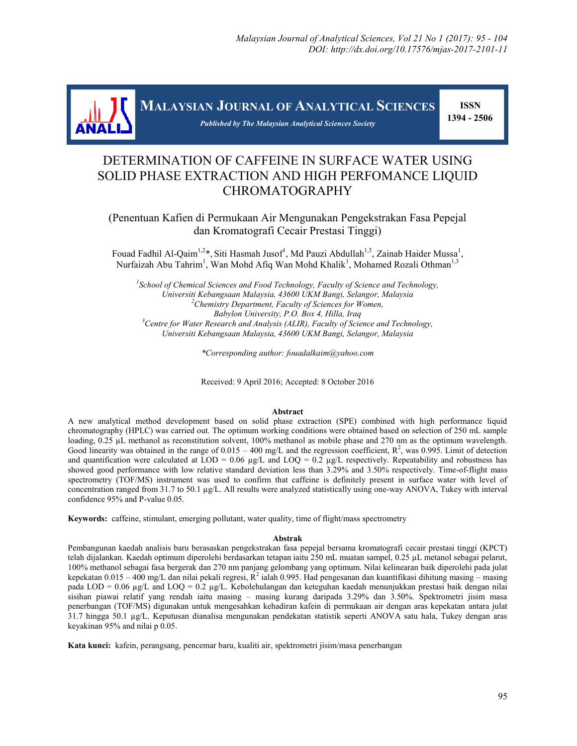# DETERMINATION OF CAFFEINE IN SURFACE WATER USING SOLID PHASE EXTRACTION AND HIGH PERFOMANCE LIQUID CHROMATOGRAPHY

(Penentuan Kafien di Permukaan Air Mengunakan Pengekstrakan Fasa Pepejal dan Kromatografi Cecair Prestasi Tinggi)

Fouad Fadhil Al-Qaim[1,2]*, Siti Hasmah Jusof[1], Md Pauzi Abdullah[1,3], Zainab Haider Mussa[1], Nurfaizah Abu Tahrim[1], Wan Mohd Afiq Wan Mohd Khalik[1], Mohamed Rozali Othman[1,3]

[1]*School of Chemical Sciences and Food Technology, Faculty of Science and Technology, Universiti Kebangsaan Malaysia, 43600 UKM Bangi, Selangor, Malaysia*
[2]*Chemistry Department, Faculty of Sciences for Women, Babylon University, P.O. Box 4, Hilla, Iraq*
[3]*Centre for Water Research and Analysis (ALIR), Faculty of Science and Technology, Universiti Kebangsaan Malaysia, 43600 UKM Bangi, Selangor, Malaysia*

*\*Corresponding author: fouadalkaim@yahoo.com*

Received: 9 April 2016; Accepted: 8 October 2016

## Abstract

A new analytical method development based on solid phase extraction (SPE) combined with high performance liquid chromatography (HPLC) was carried out. The optimum working conditions were obtained based on selection of 250 mL sample loading, 0.25 µL methanol as reconstitution solvent, 100% methanol as mobile phase and 270 nm as the optimum wavelength. Good linearity was obtained in the range of 0.015 – 400 mg/L and the regression coefficient, $R^2$, was 0.995. Limit of detection and quantification were calculated at LOD = 0.06 µg/L and LOQ = 0.2 µg/L respectively. Repeatability and robustness has showed good performance with low relative standard deviation less than 3.29% and 3.50% respectively. Time-of-flight mass spectrometry (TOF/MS) instrument was used to confirm that caffeine is definitely present in surface water with level of concentration ranged from 31.7 to 50.1 µg/L. All results were analyzed statistically using one-way ANOVA, Tukey with interval confidence 95% and P-value 0.05.

**Keywords:** caffeine, stimulant, emerging pollutant, water quality, time of flight/mass spectrometry

## Abstrak

Pembangunan kaedah analisis baru berasaskan pengekstrakan fasa pepejal bersama kromatografi cecair prestasi tinggi (KPCT) telah dijalankan. Kaedah optimum diperolehi berdasarkan tetapan iaitu 250 mL muatan sampel, 0.25 µL metanol sebagai pelarut, 100% methanol sebagai fasa bergerak dan 270 nm panjang gelombang yang optimum. Nilai kelinearan baik diperolehi pada julat kepekatan 0.015 – 400 mg/L dan nilai pekali regresi, $R^2$ ialah 0.995. Had pengesanan dan kuantifikasi dihitung masing – masing pada LOD = 0.06 µg/L and LOQ = 0.2 µg/L. Kebolehulangan dan keteguhan kaedah menunjukkan prestasi baik dengan nilai sisihan piawai relatif yang rendah iaitu masing – masing kurang daripada 3.29% dan 3.50%. Spektrometri jisim masa penerbangan (TOF/MS) digunakan untuk mengesahkan kehadiran kafein di permukaan air dengan aras kepekatan antara julat 31.7 hingga 50.1 µg/L. Keputusan dianalisa mengunakan pendekatan statistik seperti ANOVA satu hala, Tukey dengan aras keyakinan 95% and nilai p 0.05.

**Kata kunci:** kafein, perangsang, pencemar baru, kualiti air, spektrometri jisim/masa penerbangan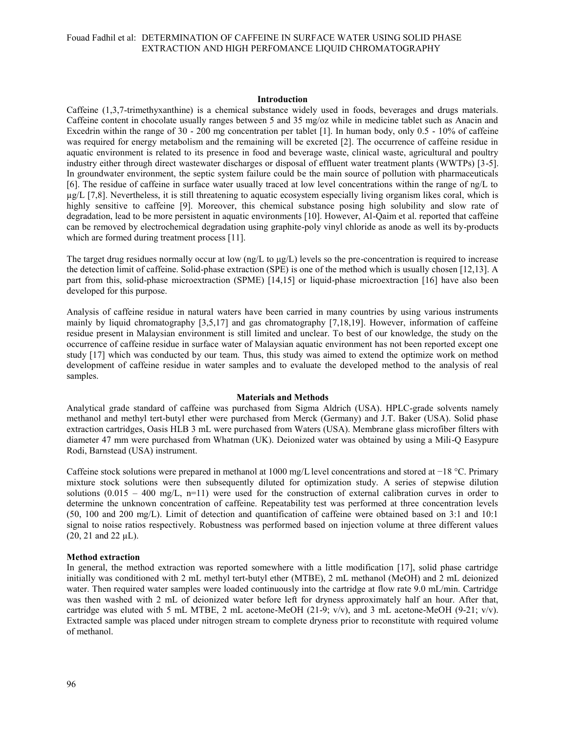## Introduction

Caffeine (1,3,7-trimethyxanthine) is a chemical substance widely used in foods, beverages and drugs materials. Caffeine content in chocolate usually ranges between 5 and 35 mg/oz while in medicine tablet such as Anacin and Excedrin within the range of 30 - 200 mg concentration per tablet [1]. In human body, only 0.5 - 10% of caffeine was required for energy metabolism and the remaining will be excreted [2]. The occurrence of caffeine residue in aquatic environment is related to its presence in food and beverage waste, clinical waste, agricultural and poultry industry either through direct wastewater discharges or disposal of effluent water treatment plants (WWTPs) [3-5]. In groundwater environment, the septic system failure could be the main source of pollution with pharmaceuticals [6]. The residue of caffeine in surface water usually traced at low level concentrations within the range of ng/L to μg/L [7,8]. Nevertheless, it is still threatening to aquatic ecosystem especially living organism likes coral, which is highly sensitive to caffeine [9]. Moreover, this chemical substance posing high solubility and slow rate of degradation, lead to be more persistent in aquatic environments [10]. However, Al-Qaim et al. reported that caffeine can be removed by electrochemical degradation using graphite-poly vinyl chloride as anode as well its by-products which are formed during treatment process [11].

The target drug residues normally occur at low (ng/L to μg/L) levels so the pre-concentration is required to increase the detection limit of caffeine. Solid-phase extraction (SPE) is one of the method which is usually chosen [12,13]. A part from this, solid-phase microextraction (SPME) [14,15] or liquid-phase microextraction [16] have also been developed for this purpose.

Analysis of caffeine residue in natural waters have been carried in many countries by using various instruments mainly by liquid chromatography [3,5,17] and gas chromatography [7,18,19]. However, information of caffeine residue present in Malaysian environment is still limited and unclear. To best of our knowledge, the study on the occurrence of caffeine residue in surface water of Malaysian aquatic environment has not been reported except one study [17] which was conducted by our team. Thus, this study was aimed to extend the optimize work on method development of caffeine residue in water samples and to evaluate the developed method to the analysis of real samples.

## Materials and Methods

Analytical grade standard of caffeine was purchased from Sigma Aldrich (USA). HPLC-grade solvents namely methanol and methyl tert-butyl ether were purchased from Merck (Germany) and J.T. Baker (USA). Solid phase extraction cartridges, Oasis HLB 3 mL were purchased from Waters (USA). Membrane glass microfiber filters with diameter 47 mm were purchased from Whatman (UK). Deionized water was obtained by using a Mili-Q Easypure Rodi, Barnstead (USA) instrument.

Caffeine stock solutions were prepared in methanol at 1000 mg/L level concentrations and stored at −18 °C. Primary mixture stock solutions were then subsequently diluted for optimization study. A series of stepwise dilution solutions (0.015 – 400 mg/L, n=11) were used for the construction of external calibration curves in order to determine the unknown concentration of caffeine. Repeatability test was performed at three concentration levels (50, 100 and 200 mg/L). Limit of detection and quantification of caffeine were obtained based on 3:1 and 10:1 signal to noise ratios respectively. Robustness was performed based on injection volume at three different values (20, 21 and 22 μL).

### Method extraction

In general, the method extraction was reported somewhere with a little modification [17], solid phase cartridge initially was conditioned with 2 mL methyl tert-butyl ether (MTBE), 2 mL methanol (MeOH) and 2 mL deionized water. Then required water samples were loaded continuously into the cartridge at flow rate 9.0 mL/min. Cartridge was then washed with 2 mL of deionized water before left for dryness approximately half an hour. After that, cartridge was eluted with 5 mL MTBE, 2 mL acetone-MeOH (21-9; v/v), and 3 mL acetone-MeOH (9-21; v/v). Extracted sample was placed under nitrogen stream to complete dryness prior to reconstitute with required volume of methanol.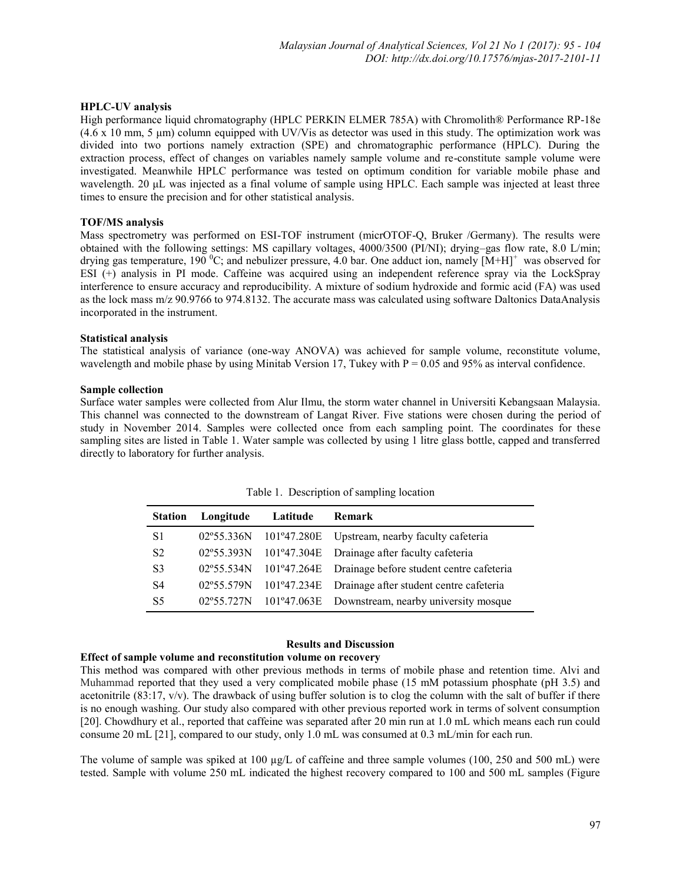**HPLC-UV analysis**

High performance liquid chromatography (HPLC PERKIN ELMER 785A) with Chromolith® Performance RP-18e (4.6 x 10 mm, 5 µm) column equipped with UV/Vis as detector was used in this study. The optimization work was divided into two portions namely extraction (SPE) and chromatographic performance (HPLC). During the extraction process, effect of changes on variables namely sample volume and re-constitute sample volume were investigated. Meanwhile HPLC performance was tested on optimum condition for variable mobile phase and wavelength. 20 µL was injected as a final volume of sample using HPLC. Each sample was injected at least three times to ensure the precision and for other statistical analysis.

**TOF/MS analysis**

Mass spectrometry was performed on ESI-TOF instrument (micrOTOF-Q, Bruker /Germany). The results were obtained with the following settings: MS capillary voltages, 4000/3500 (PI/NI); drying–gas flow rate, 8.0 L/min; drying gas temperature, 190 $^0$C; and nebulizer pressure, 4.0 bar. One adduct ion, namely $[M+H]^+$ was observed for ESI (+) analysis in PI mode. Caffeine was acquired using an independent reference spray via the LockSpray interference to ensure accuracy and reproducibility. A mixture of sodium hydroxide and formic acid (FA) was used as the lock mass m/z 90.9766 to 974.8132. The accurate mass was calculated using software Daltonics DataAnalysis incorporated in the instrument.

**Statistical analysis**

The statistical analysis of variance (one-way ANOVA) was achieved for sample volume, reconstitute volume, wavelength and mobile phase by using Minitab Version 17, Tukey with $P = 0.05$ and 95% as interval confidence.

**Sample collection**

Surface water samples were collected from Alur Ilmu, the storm water channel in Universiti Kebangsaan Malaysia. This channel was connected to the downstream of Langat River. Five stations were chosen during the period of study in November 2014. Samples were collected once from each sampling point. The coordinates for these sampling sites are listed in Table 1. Water sample was collected by using 1 litre glass bottle, capped and transferred directly to laboratory for further analysis.

Table 1. Description of sampling location

| Station | Longitude | Latitude | Remark |
|---|---|---|---|
| S1 | 02º55.336N | 101º47.280E | Upstream, nearby faculty cafeteria |
| S2 | 02º55.393N | 101º47.304E | Drainage after faculty cafeteria |
| S3 | 02º55.534N | 101º47.264E | Drainage before student centre cafeteria |
| S4 | 02º55.579N | 101º47.234E | Drainage after student centre cafeteria |
| S5 | 02º55.727N | 101º47.063E | Downstream, nearby university mosque |

## Results and Discussion

**Effect of sample volume and reconstitution volume on recovery**

This method was compared with other previous methods in terms of mobile phase and retention time. Alvi and Muhammad reported that they used a very complicated mobile phase (15 mM potassium phosphate (pH 3.5) and acetonitrile (83:17, v/v). The drawback of using buffer solution is to clog the column with the salt of buffer if there is no enough washing. Our study also compared with other previous reported work in terms of solvent consumption [20]. Chowdhury et al., reported that caffeine was separated after 20 min run at 1.0 mL which means each run could consume 20 mL [21], compared to our study, only 1.0 mL was consumed at 0.3 mL/min for each run.

The volume of sample was spiked at 100 µg/L of caffeine and three sample volumes (100, 250 and 500 mL) were tested. Sample with volume 250 mL indicated the highest recovery compared to 100 and 500 mL samples (Figure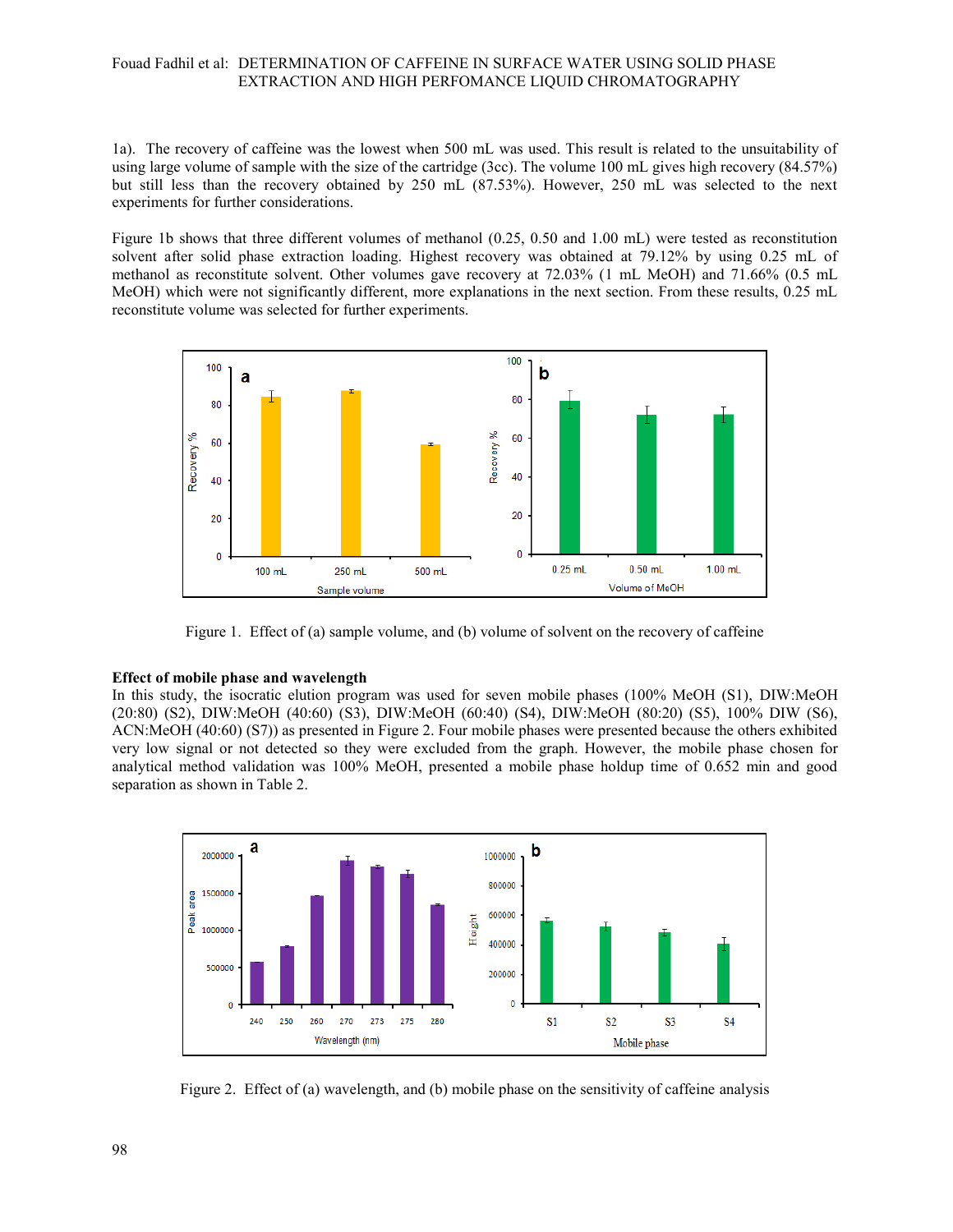1a). The recovery of caffeine was the lowest when 500 mL was used. This result is related to the unsuitability of using large volume of sample with the size of the cartridge (3cc). The volume 100 mL gives high recovery (84.57%) but still less than the recovery obtained by 250 mL (87.53%). However, 250 mL was selected to the next experiments for further considerations.

Figure 1b shows that three different volumes of methanol (0.25, 0.50 and 1.00 mL) were tested as reconstitution solvent after solid phase extraction loading. Highest recovery was obtained at 79.12% by using 0.25 mL of methanol as reconstitute solvent. Other volumes gave recovery at 72.03% (1 mL MeOH) and 71.66% (0.5 mL MeOH) which were not significantly different, more explanations in the next section. From these results, 0.25 mL reconstitute volume was selected for further experiments.

Figure 1. Effect of (a) sample volume, and (b) volume of solvent on the recovery of caffeine

**Effect of mobile phase and wavelength**

In this study, the isocratic elution program was used for seven mobile phases (100% MeOH (S1), DIW:MeOH (20:80) (S2), DIW:MeOH (40:60) (S3), DIW:MeOH (60:40) (S4), DIW:MeOH (80:20) (S5), 100% DIW (S6), ACN:MeOH (40:60) (S7)) as presented in Figure 2. Four mobile phases were presented because the others exhibited very low signal or not detected so they were excluded from the graph. However, the mobile phase chosen for analytical method validation was 100% MeOH, presented a mobile phase holdup time of 0.652 min and good separation as shown in Table 2.

Figure 2. Effect of (a) wavelength, and (b) mobile phase on the sensitivity of caffeine analysis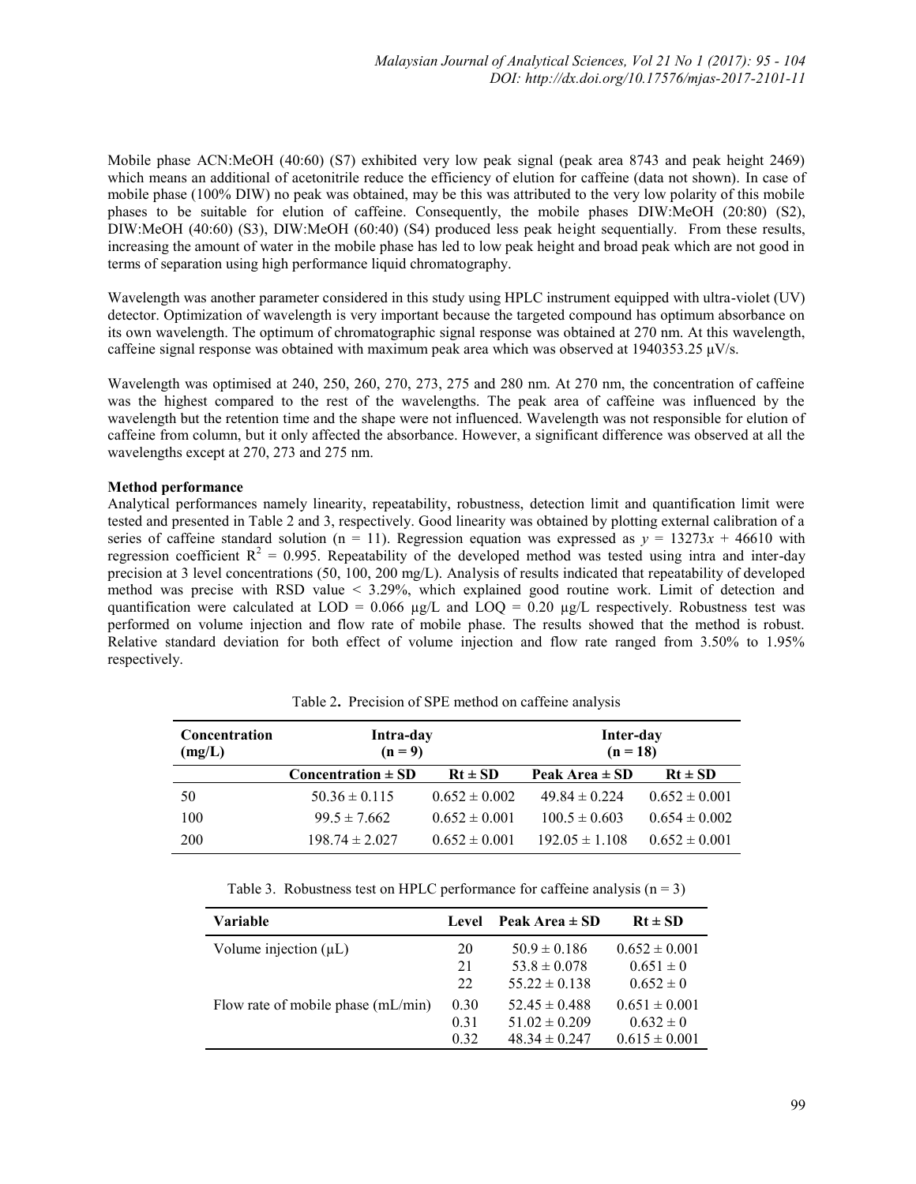Mobile phase ACN:MeOH (40:60) (S7) exhibited very low peak signal (peak area 8743 and peak height 2469) which means an additional of acetonitrile reduce the efficiency of elution for caffeine (data not shown). In case of mobile phase (100% DIW) no peak was obtained, may be this was attributed to the very low polarity of this mobile phases to be suitable for elution of caffeine. Consequently, the mobile phases DIW:MeOH (20:80) (S2), DIW:MeOH (40:60) (S3), DIW:MeOH (60:40) (S4) produced less peak height sequentially. From these results, increasing the amount of water in the mobile phase has led to low peak height and broad peak which are not good in terms of separation using high performance liquid chromatography.

Wavelength was another parameter considered in this study using HPLC instrument equipped with ultra-violet (UV) detector. Optimization of wavelength is very important because the targeted compound has optimum absorbance on its own wavelength. The optimum of chromatographic signal response was obtained at 270 nm. At this wavelength, caffeine signal response was obtained with maximum peak area which was observed at 1940353.25 µV/s.

Wavelength was optimised at 240, 250, 260, 270, 273, 275 and 280 nm. At 270 nm, the concentration of caffeine was the highest compared to the rest of the wavelengths. The peak area of caffeine was influenced by the wavelength but the retention time and the shape were not influenced. Wavelength was not responsible for elution of caffeine from column, but it only affected the absorbance. However, a significant difference was observed at all the wavelengths except at 270, 273 and 275 nm.

**Method performance**

Analytical performances namely linearity, repeatability, robustness, detection limit and quantification limit were tested and presented in Table 2 and 3, respectively. Good linearity was obtained by plotting external calibration of a series of caffeine standard solution (n = 11). Regression equation was expressed as $y = 13273x + 46610$ with regression coefficient $R^2 = 0.995$. Repeatability of the developed method was tested using intra and inter-day precision at 3 level concentrations (50, 100, 200 mg/L). Analysis of results indicated that repeatability of developed method was precise with RSD value < 3.29%, which explained good routine work. Limit of detection and quantification were calculated at LOD = 0.066 µg/L and LOQ = 0.20 µg/L respectively. Robustness test was performed on volume injection and flow rate of mobile phase. The results showed that the method is robust. Relative standard deviation for both effect of volume injection and flow rate ranged from 3.50% to 1.95% respectively.

Table 2. Precision of SPE method on caffeine analysis

| Concentration (mg/L) | Intra-day (n = 9) | | Inter-day (n = 18) | |
|---|---|---|---|---|
| | Concentration ± SD | Rt ± SD | Peak Area ± SD | Rt ± SD |
| 50 | 50.36 ± 0.115 | 0.652 ± 0.002 | 49.84 ± 0.224 | 0.652 ± 0.001 |
| 100 | 99.5 ± 7.662 | 0.652 ± 0.001 | 100.5 ± 0.603 | 0.654 ± 0.002 |
| 200 | 198.74 ± 2.027 | 0.652 ± 0.001 | 192.05 ± 1.108 | 0.652 ± 0.001 |

Table 3. Robustness test on HPLC performance for caffeine analysis (n = 3)

| Variable | Level | Peak Area ± SD | Rt ± SD |
|---|---|---|---|
| Volume injection (µL) | 20 | 50.9 ± 0.186 | 0.652 ± 0.001 |
| | 21 | 53.8 ± 0.078 | 0.651 ± 0 |
| | 22 | 55.22 ± 0.138 | 0.652 ± 0 |
| Flow rate of mobile phase (mL/min) | 0.30 | 52.45 ± 0.488 | 0.651 ± 0.001 |
| | 0.31 | 51.02 ± 0.209 | 0.632 ± 0 |
| | 0.32 | 48.34 ± 0.247 | 0.615 ± 0.001 |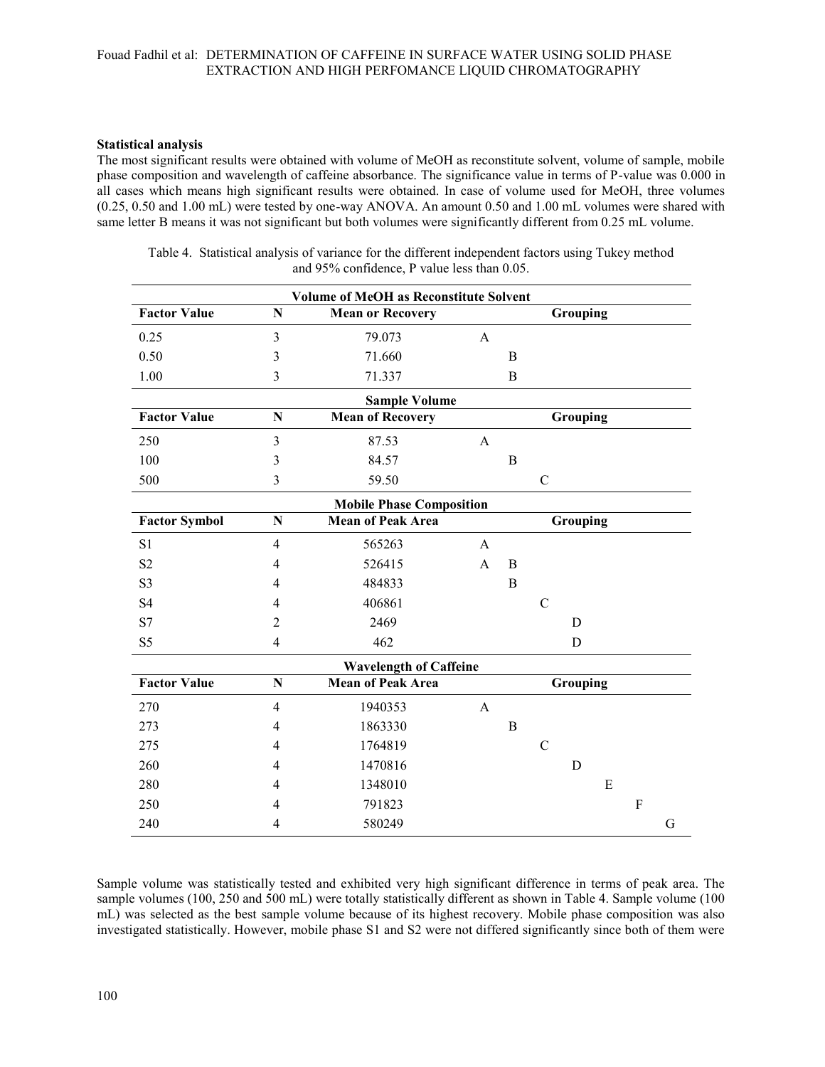### Statistical analysis

The most significant results were obtained with volume of MeOH as reconstitute solvent, volume of sample, mobile phase composition and wavelength of caffeine absorbance. The significance value in terms of P-value was 0.000 in all cases which means high significant results were obtained. In case of volume used for MeOH, three volumes (0.25, 0.50 and 1.00 mL) were tested by one-way ANOVA. An amount 0.50 and 1.00 mL volumes were shared with same letter B means it was not significant but both volumes were significantly different from 0.25 mL volume.

Table 4. Statistical analysis of variance for the different independent factors using Tukey method and 95% confidence, P value less than 0.05.

| **Volume of MeOH as Reconstitute Solvent** | | | | | | | | |
|---|---|---|---|---|---|---|---|---|
| **Factor Value** | **N** | **Mean or Recovery** | **Grouping** | | | | | |
| 0.25 | 3 | 79.073 | A | | | | | |
| 0.50 | 3 | 71.660 | | B | | | | |
| 1.00 | 3 | 71.337 | | B | | | | |
| **Sample Volume** | | | | | | | | |
| **Factor Value** | **N** | **Mean of Recovery** | **Grouping** | | | | | |
| 250 | 3 | 87.53 | A | | | | | |
| 100 | 3 | 84.57 | | B | | | | |
| 500 | 3 | 59.50 | | | C | | | |
| **Mobile Phase Composition** | | | | | | | | |
| **Factor Symbol** | **N** | **Mean of Peak Area** | **Grouping** | | | | | |
| S1 | 4 | 565263 | A | | | | | |
| S2 | 4 | 526415 | A | B | | | | |
| S3 | 4 | 484833 | | B | | | | |
| S4 | 4 | 406861 | | | C | | | |
| S7 | 2 | 2469 | | | | D | | |
| S5 | 4 | 462 | | | | D | | |
| **Wavelength of Caffeine** | | | | | | | | |
| **Factor Value** | **N** | **Mean of Peak Area** | **Grouping** | | | | | |
| 270 | 4 | 1940353 | A | | | | | |
| 273 | 4 | 1863330 | | B | | | | |
| 275 | 4 | 1764819 | | | C | | | |
| 260 | 4 | 1470816 | | | | D | | |
| 280 | 4 | 1348010 | | | | | E | |
| 250 | 4 | 791823 | | | | | | F |
| 240 | 4 | 580249 | | | | | | | G |

Sample volume was statistically tested and exhibited very high significant difference in terms of peak area. The sample volumes (100, 250 and 500 mL) were totally statistically different as shown in Table 4. Sample volume (100 mL) was selected as the best sample volume because of its highest recovery. Mobile phase composition was also investigated statistically. However, mobile phase S1 and S2 were not differed significantly since both of them were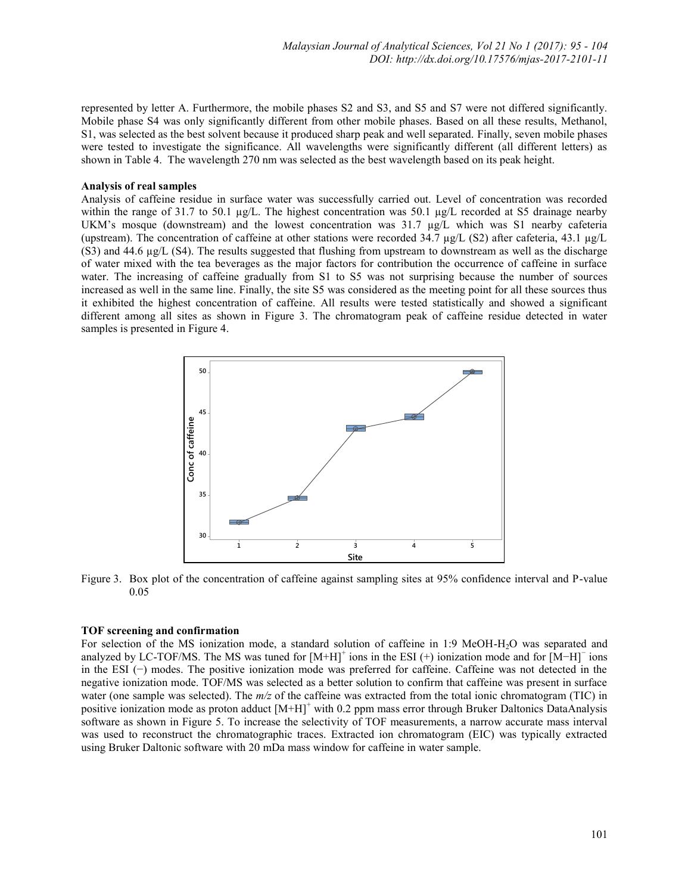represented by letter A. Furthermore, the mobile phases S2 and S3, and S5 and S7 were not differed significantly. Mobile phase S4 was only significantly different from other mobile phases. Based on all these results, Methanol, S1, was selected as the best solvent because it produced sharp peak and well separated. Finally, seven mobile phases were tested to investigate the significance. All wavelengths were significantly different (all different letters) as shown in Table 4. The wavelength 270 nm was selected as the best wavelength based on its peak height.

**Analysis of real samples**

Analysis of caffeine residue in surface water was successfully carried out. Level of concentration was recorded within the range of 31.7 to 50.1 µg/L. The highest concentration was 50.1 µg/L recorded at S5 drainage nearby UKM's mosque (downstream) and the lowest concentration was 31.7 µg/L which was S1 nearby cafeteria (upstream). The concentration of caffeine at other stations were recorded 34.7 µg/L (S2) after cafeteria, 43.1 µg/L (S3) and 44.6 µg/L (S4). The results suggested that flushing from upstream to downstream as well as the discharge of water mixed with the tea beverages as the major factors for contribution the occurrence of caffeine in surface water. The increasing of caffeine gradually from S1 to S5 was not surprising because the number of sources increased as well in the same line. Finally, the site S5 was considered as the meeting point for all these sources thus it exhibited the highest concentration of caffeine. All results were tested statistically and showed a significant different among all sites as shown in Figure 3. The chromatogram peak of caffeine residue detected in water samples is presented in Figure 4.

Figure 3. Box plot of the concentration of caffeine against sampling sites at 95% confidence interval and P-value 0.05

**TOF screening and confirmation**

For selection of the MS ionization mode, a standard solution of caffeine in 1:9 MeOH-$H_2O$ was separated and analyzed by LC-TOF/MS. The MS was tuned for $[M+H]^+$ ions in the ESI (+) ionization mode and for $[M-H]^-$ ions in the ESI (−) modes. The positive ionization mode was preferred for caffeine. Caffeine was not detected in the negative ionization mode. TOF/MS was selected as a better solution to confirm that caffeine was present in surface water (one sample was selected). The *m/z* of the caffeine was extracted from the total ionic chromatogram (TIC) in positive ionization mode as proton adduct $[M+H]^+$ with 0.2 ppm mass error through Bruker Daltonics DataAnalysis software as shown in Figure 5. To increase the selectivity of TOF measurements, a narrow accurate mass interval was used to reconstruct the chromatographic traces. Extracted ion chromatogram (EIC) was typically extracted using Bruker Daltonic software with 20 mDa mass window for caffeine in water sample.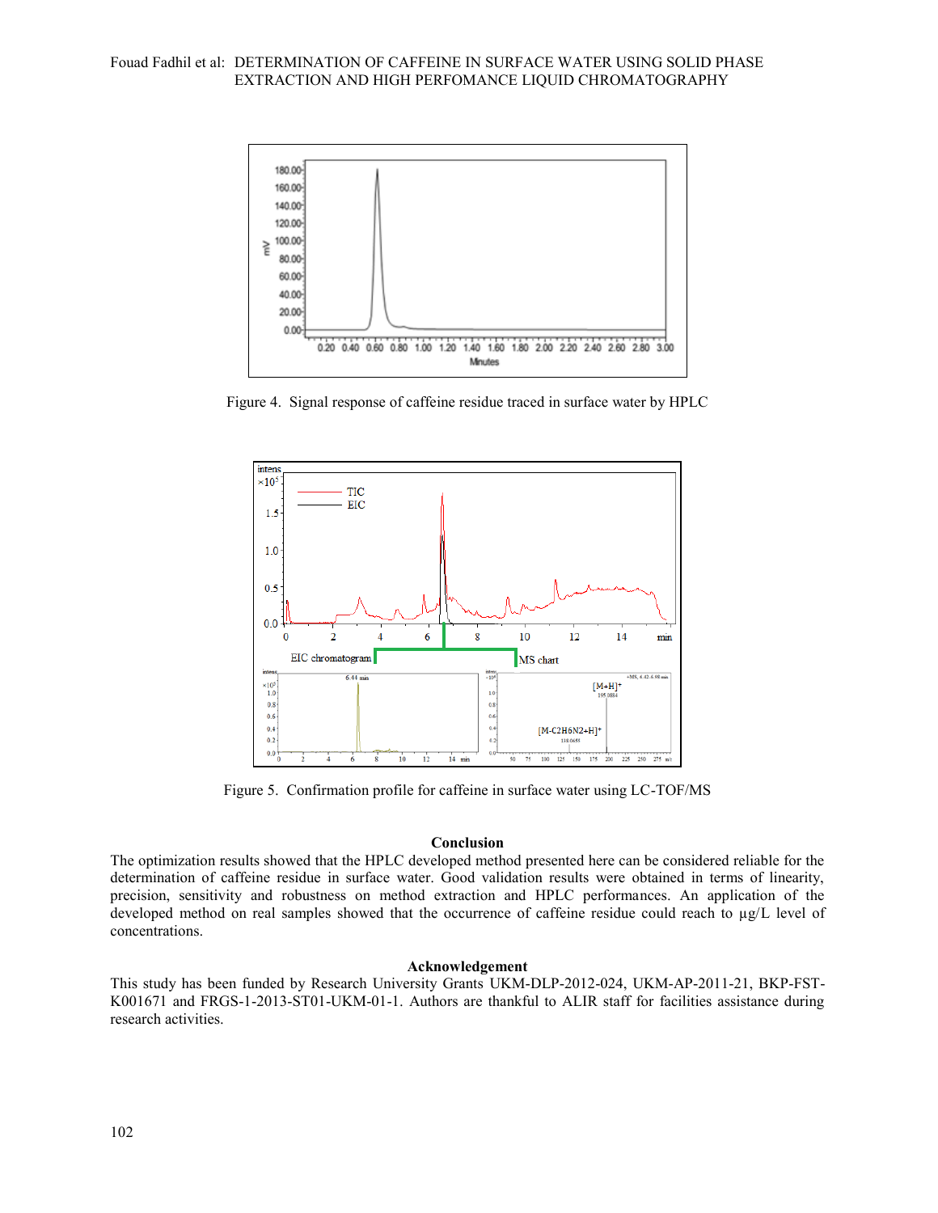Figure 4. Signal response of caffeine residue traced in surface water by HPLC

Figure 5. Confirmation profile for caffeine in surface water using LC-TOF/MS

## Conclusion

The optimization results showed that the HPLC developed method presented here can be considered reliable for the determination of caffeine residue in surface water. Good validation results were obtained in terms of linearity, precision, sensitivity and robustness on method extraction and HPLC performances. An application of the developed method on real samples showed that the occurrence of caffeine residue could reach to µg/L level of concentrations.

## Acknowledgement

This study has been funded by Research University Grants UKM-DLP-2012-024, UKM-AP-2011-21, BKP-FST-K001671 and FRGS-1-2013-ST01-UKM-01-1. Authors are thankful to ALIR staff for facilities assistance during research activities.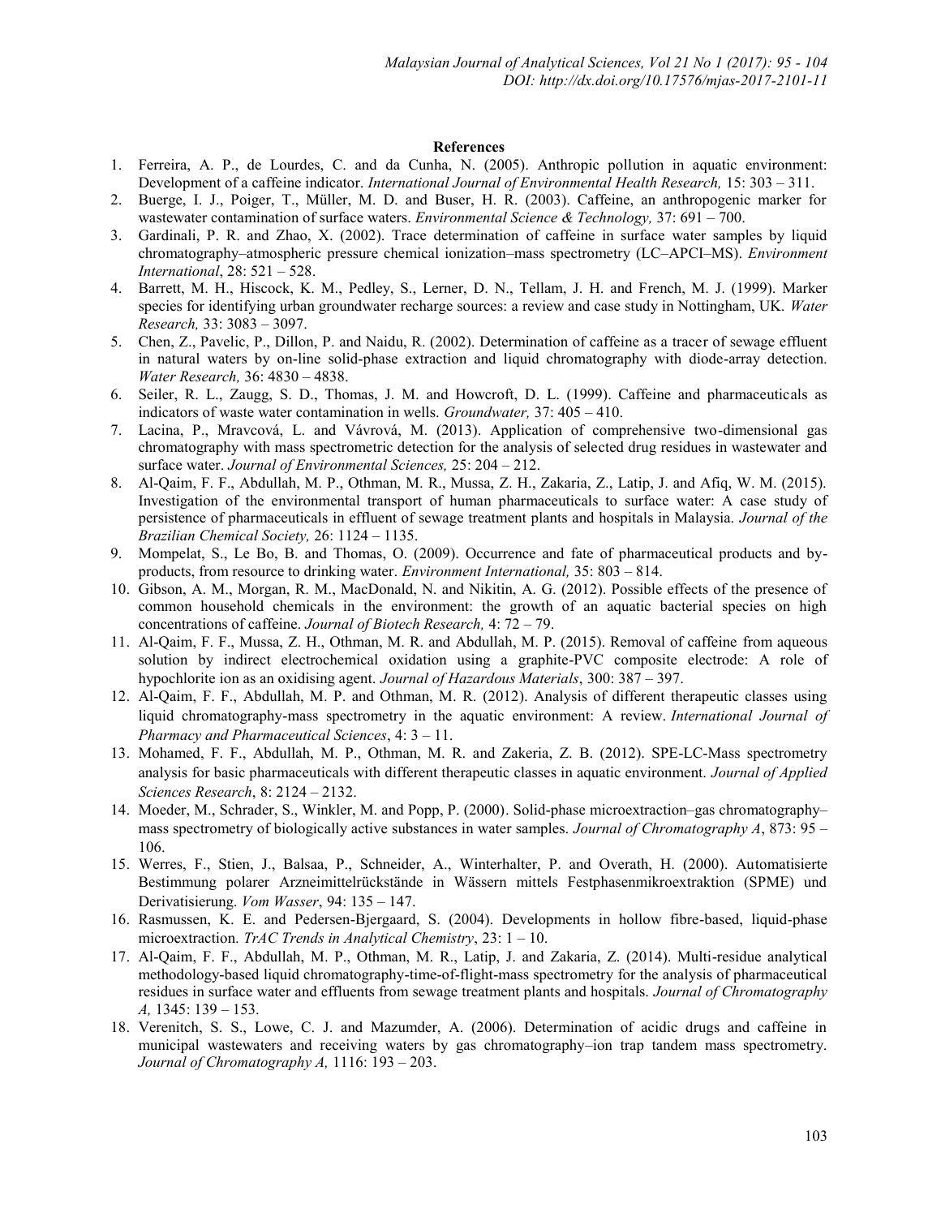**References**

1. Ferreira, A. P., de Lourdes, C. and da Cunha, N. (2005). Anthropic pollution in aquatic environment: Development of a caffeine indicator. *International Journal of Environmental Health Research,* 15: 303 – 311.
2. Buerge, I. J., Poiger, T., Müller, M. D. and Buser, H. R. (2003). Caffeine, an anthropogenic marker for wastewater contamination of surface waters. *Environmental Science & Technology,* 37: 691 – 700.
3. Gardinali, P. R. and Zhao, X. (2002). Trace determination of caffeine in surface water samples by liquid chromatography–atmospheric pressure chemical ionization–mass spectrometry (LC–APCI–MS). *Environment International*, 28: 521 – 528.
4. Barrett, M. H., Hiscock, K. M., Pedley, S., Lerner, D. N., Tellam, J. H. and French, M. J. (1999). Marker species for identifying urban groundwater recharge sources: a review and case study in Nottingham, UK. *Water Research,* 33: 3083 – 3097.
5. Chen, Z., Pavelic, P., Dillon, P. and Naidu, R. (2002). Determination of caffeine as a tracer of sewage effluent in natural waters by on-line solid-phase extraction and liquid chromatography with diode-array detection. *Water Research,* 36: 4830 – 4838.
6. Seiler, R. L., Zaugg, S. D., Thomas, J. M. and Howcroft, D. L. (1999). Caffeine and pharmaceuticals as indicators of waste water contamination in wells. *Groundwater,* 37: 405 – 410.
7. Lacina, P., Mravcová, L. and Vávrová, M. (2013). Application of comprehensive two-dimensional gas chromatography with mass spectrometric detection for the analysis of selected drug residues in wastewater and surface water. *Journal of Environmental Sciences,* 25: 204 – 212.
8. Al-Qaim, F. F., Abdullah, M. P., Othman, M. R., Mussa, Z. H., Zakaria, Z., Latip, J. and Afiq, W. M. (2015). Investigation of the environmental transport of human pharmaceuticals to surface water: A case study of persistence of pharmaceuticals in effluent of sewage treatment plants and hospitals in Malaysia. *Journal of the Brazilian Chemical Society,* 26: 1124 – 1135.
9. Mompelat, S., Le Bo, B. and Thomas, O. (2009). Occurrence and fate of pharmaceutical products and by-products, from resource to drinking water. *Environment International,* 35: 803 – 814.
10. Gibson, A. M., Morgan, R. M., MacDonald, N. and Nikitin, A. G. (2012). Possible effects of the presence of common household chemicals in the environment: the growth of an aquatic bacterial species on high concentrations of caffeine. *Journal of Biotech Research,* 4: 72 – 79.
11. Al-Qaim, F. F., Mussa, Z. H., Othman, M. R. and Abdullah, M. P. (2015). Removal of caffeine from aqueous solution by indirect electrochemical oxidation using a graphite-PVC composite electrode: A role of hypochlorite ion as an oxidising agent. *Journal of Hazardous Materials*, 300: 387 – 397.
12. Al-Qaim, F. F., Abdullah, M. P. and Othman, M. R. (2012). Analysis of different therapeutic classes using liquid chromatography-mass spectrometry in the aquatic environment: A review. *International Journal of Pharmacy and Pharmaceutical Sciences*, 4: 3 – 11.
13. Mohamed, F. F., Abdullah, M. P., Othman, M. R. and Zakeria, Z. B. (2012). SPE-LC-Mass spectrometry analysis for basic pharmaceuticals with different therapeutic classes in aquatic environment. *Journal of Applied Sciences Research*, 8: 2124 – 2132.
14. Moeder, M., Schrader, S., Winkler, M. and Popp, P. (2000). Solid-phase microextraction–gas chromatography–mass spectrometry of biologically active substances in water samples. *Journal of Chromatography A*, 873: 95 – 106.
15. Werres, F., Stien, J., Balsaa, P., Schneider, A., Winterhalter, P. and Overath, H. (2000). Automatisierte Bestimmung polarer Arzneimittelrückstände in Wässern mittels Festphasenmikroextraktion (SPME) und Derivatisierung. *Vom Wasser*, 94: 135 – 147.
16. Rasmussen, K. E. and Pedersen-Bjergaard, S. (2004). Developments in hollow fibre-based, liquid-phase microextraction. *TrAC Trends in Analytical Chemistry*, 23: 1 – 10.
17. Al-Qaim, F. F., Abdullah, M. P., Othman, M. R., Latip, J. and Zakaria, Z. (2014). Multi-residue analytical methodology-based liquid chromatography-time-of-flight-mass spectrometry for the analysis of pharmaceutical residues in surface water and effluents from sewage treatment plants and hospitals. *Journal of Chromatography A,* 1345: 139 – 153.
18. Verenitch, S. S., Lowe, C. J. and Mazumder, A. (2006). Determination of acidic drugs and caffeine in municipal wastewaters and receiving waters by gas chromatography–ion trap tandem mass spectrometry. *Journal of Chromatography A,* 1116: 193 – 203.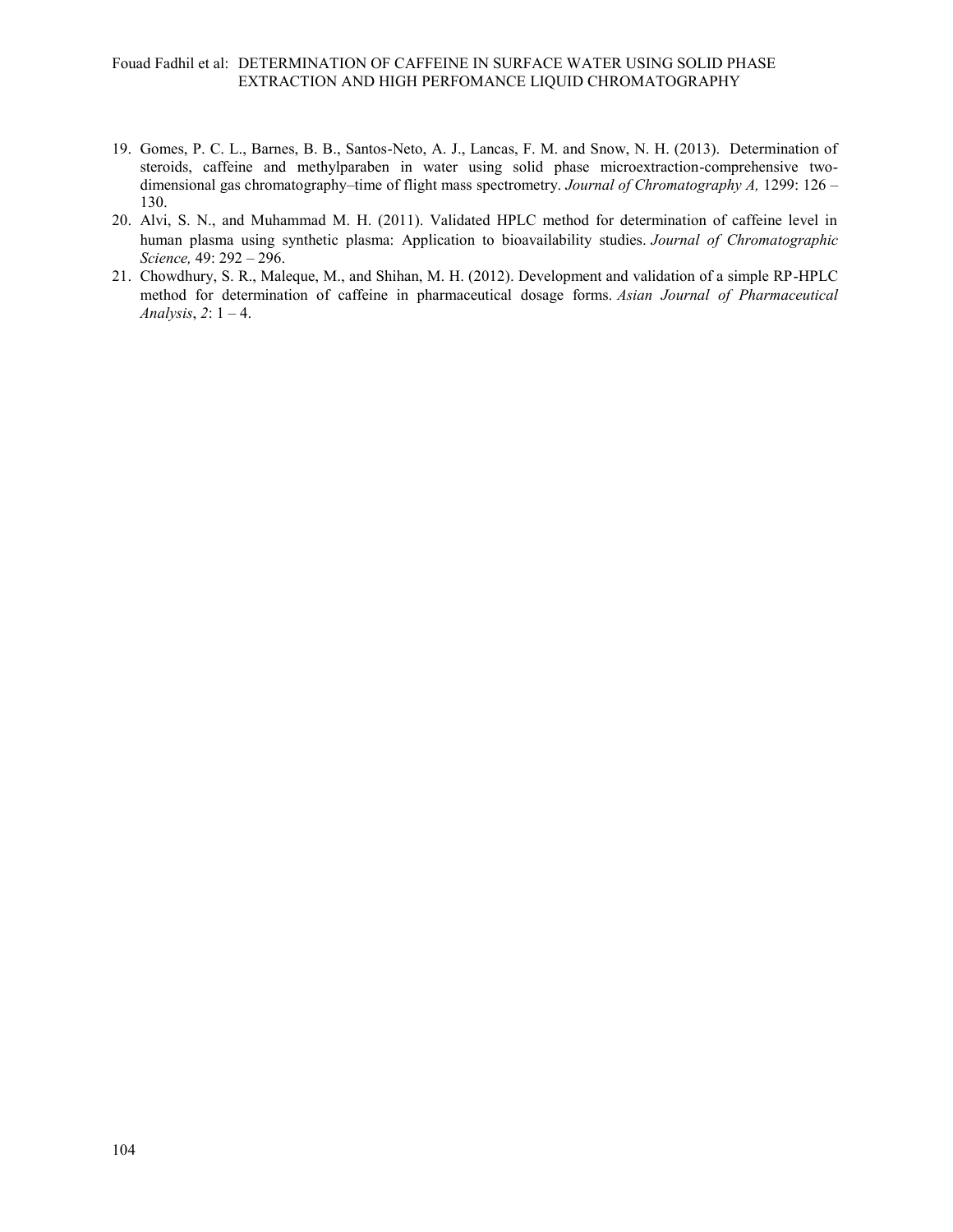19. Gomes, P. C. L., Barnes, B. B., Santos-Neto, A. J., Lancas, F. M. and Snow, N. H. (2013). Determination of steroids, caffeine and methylparaben in water using solid phase microextraction-comprehensive two-dimensional gas chromatography–time of flight mass spectrometry. *Journal of Chromatography A,* 1299: 126 – 130.
20. Alvi, S. N., and Muhammad M. H. (2011). Validated HPLC method for determination of caffeine level in human plasma using synthetic plasma: Application to bioavailability studies. *Journal of Chromatographic Science,* 49: 292 – 296.
21. Chowdhury, S. R., Maleque, M., and Shihan, M. H. (2012). Development and validation of a simple RP-HPLC method for determination of caffeine in pharmaceutical dosage forms. *Asian Journal of Pharmaceutical Analysis*, *2*: 1 – 4.